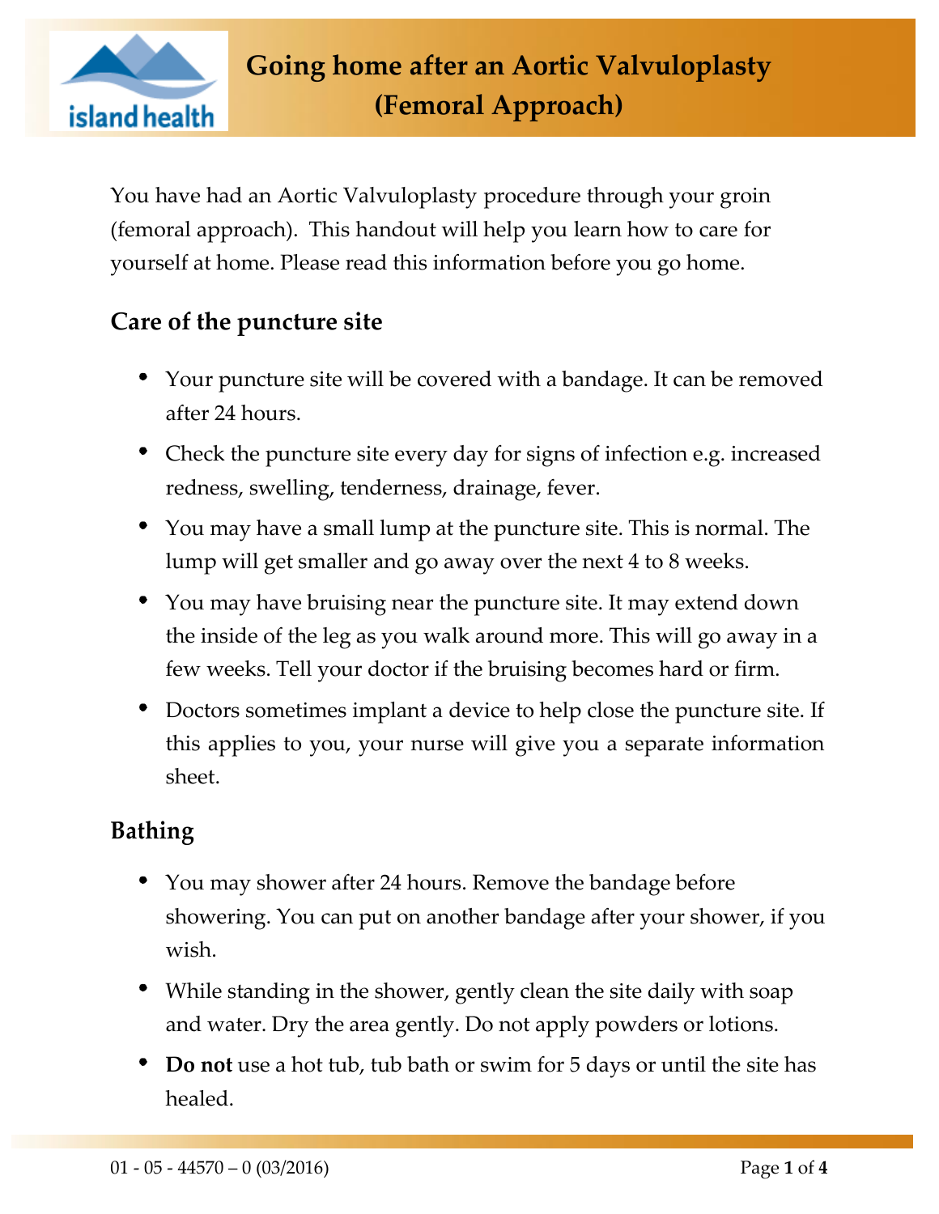# Going home after an Aortic Valvuloplasty (Femoral Approach)

You have had an Aortic Valvuloplasty procedure through your groin (femoral approach). This handout will help you learn how to care for yourself at home. Please read this information before you go home.

## Care of the puncture site

- Your puncture site will be covered with a bandage. It can be removed after 24 hours.
- Check the puncture site every day for signs of infection e.g. increased redness, swelling, tenderness, drainage, fever.
- You may have a small lump at the puncture site. This is normal. The lump will get smaller and go away over the next 4 to 8 weeks.
- You may have bruising near the puncture site. It may extend down the inside of the leg as you walk around more. This will go away in a few weeks. Tell your doctor if the bruising becomes hard or firm.
- Doctors sometimes implant a device to help close the puncture site. If this applies to you, your nurse will give you a separate information sheet.

## Bathing

- You may shower after 24 hours. Remove the bandage before showering. You can put on another bandage after your shower, if you wish.
- While standing in the shower, gently clean the site daily with soap and water. Dry the area gently. Do not apply powders or lotions.
- **Do not** use a hot tub, tub bath or swim for 5 days or until the site has healed.

01 - 05 - 44570 – 0 (03/2016)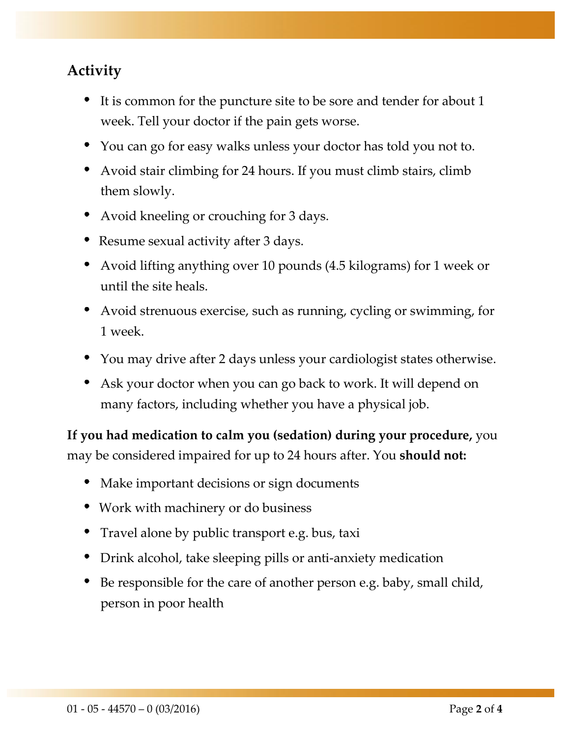## Activity

- It is common for the puncture site to be sore and tender for about 1 week. Tell your doctor if the pain gets worse.
- You can go for easy walks unless your doctor has told you not to.
- Avoid stair climbing for 24 hours. If you must climb stairs, climb them slowly.
- Avoid kneeling or crouching for 3 days.
- Resume sexual activity after 3 days.
- Avoid lifting anything over 10 pounds (4.5 kilograms) for 1 week or until the site heals.
- Avoid strenuous exercise, such as running, cycling or swimming, for 1 week.
- You may drive after 2 days unless your cardiologist states otherwise.
- Ask your doctor when you can go back to work. It will depend on many factors, including whether you have a physical job.

**If you had medication to calm you (sedation) during your procedure,** you may be considered impaired for up to 24 hours after. You **should not:**

- Make important decisions or sign documents
- Work with machinery or do business
- Travel alone by public transport e.g. bus, taxi
- Drink alcohol, take sleeping pills or anti-anxiety medication
- Be responsible for the care of another person e.g. baby, small child, person in poor health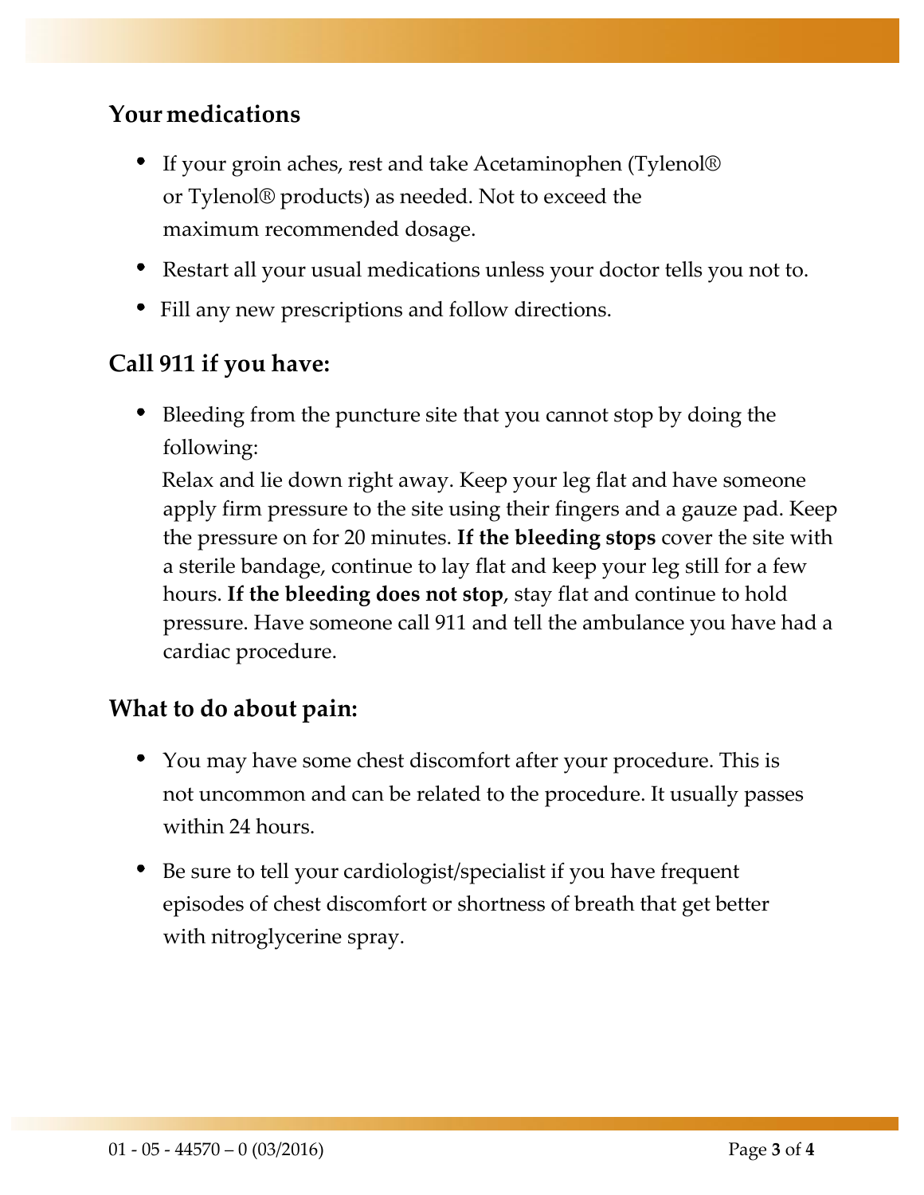## Your medications

- If your groin aches, rest and take Acetaminophen (Tylenol® or Tylenol® products) as needed. Not to exceed the maximum recommended dosage.
- Restart all your usual medications unless your doctor tells you not to.
- Fill any new prescriptions and follow directions.

## Call 911 if you have:

- Bleeding from the puncture site that you cannot stop by doing the following:

  Relax and lie down right away. Keep your leg flat and have someone apply firm pressure to the site using their fingers and a gauze pad. Keep the pressure on for 20 minutes. **If the bleeding stops** cover the site with a sterile bandage, continue to lay flat and keep your leg still for a few hours. **If the bleeding does not stop**, stay flat and continue to hold pressure. Have someone call 911 and tell the ambulance you have had a cardiac procedure.

## What to do about pain:

- You may have some chest discomfort after your procedure. This is not uncommon and can be related to the procedure. It usually passes within 24 hours.
- Be sure to tell your cardiologist/specialist if you have frequent episodes of chest discomfort or shortness of breath that get better with nitroglycerine spray.

01 - 05 - 44570 – 0 (03/2016)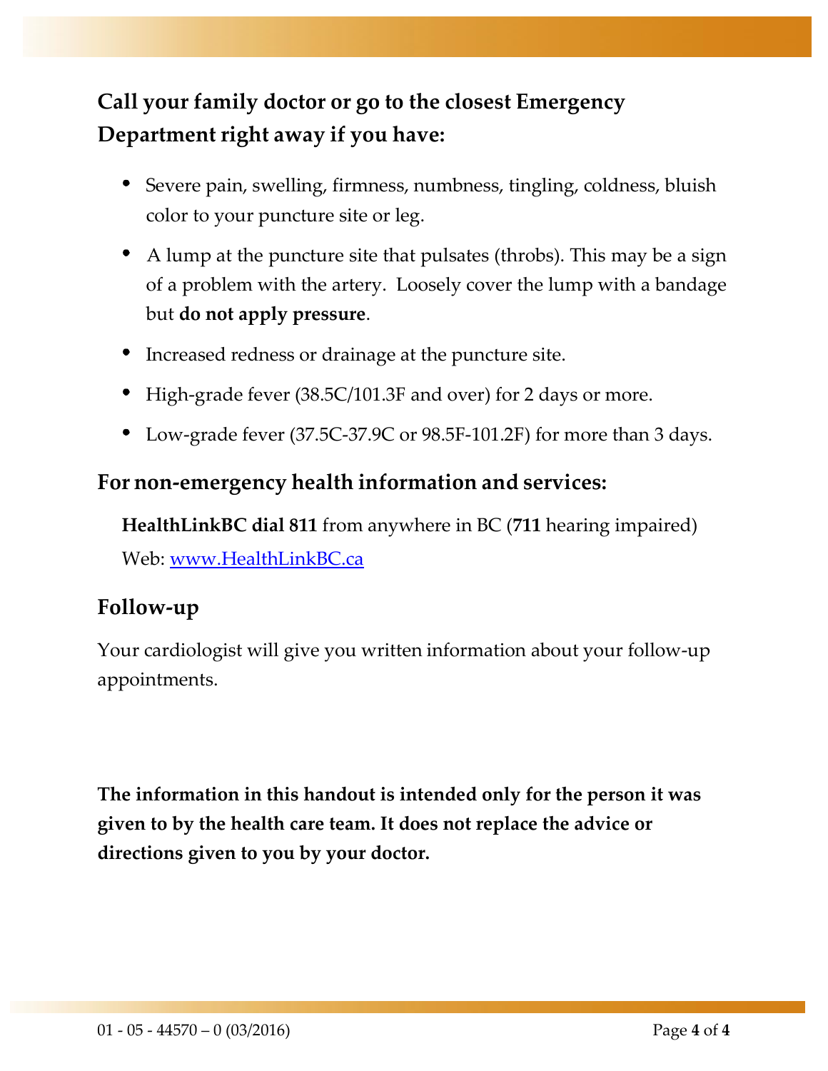## Call your family doctor or go to the closest Emergency Department right away if you have:

- Severe pain, swelling, firmness, numbness, tingling, coldness, bluish color to your puncture site or leg.
- A lump at the puncture site that pulsates (throbs). This may be a sign of a problem with the artery. Loosely cover the lump with a bandage but **do not apply pressure**.
- Increased redness or drainage at the puncture site.
- High-grade fever (38.5C/101.3F and over) for 2 days or more.
- Low-grade fever (37.5C-37.9C or 98.5F-101.2F) for more than 3 days.

## For non-emergency health information and services:

**HealthLinkBC dial 811** from anywhere in BC (**711** hearing impaired)
Web: www.HealthLinkBC.ca

## Follow-up

Your cardiologist will give you written information about your follow-up appointments.

**The information in this handout is intended only for the person it was given to by the health care team. It does not replace the advice or directions given to you by your doctor.**

01 - 05 - 44570 – 0 (03/2016)